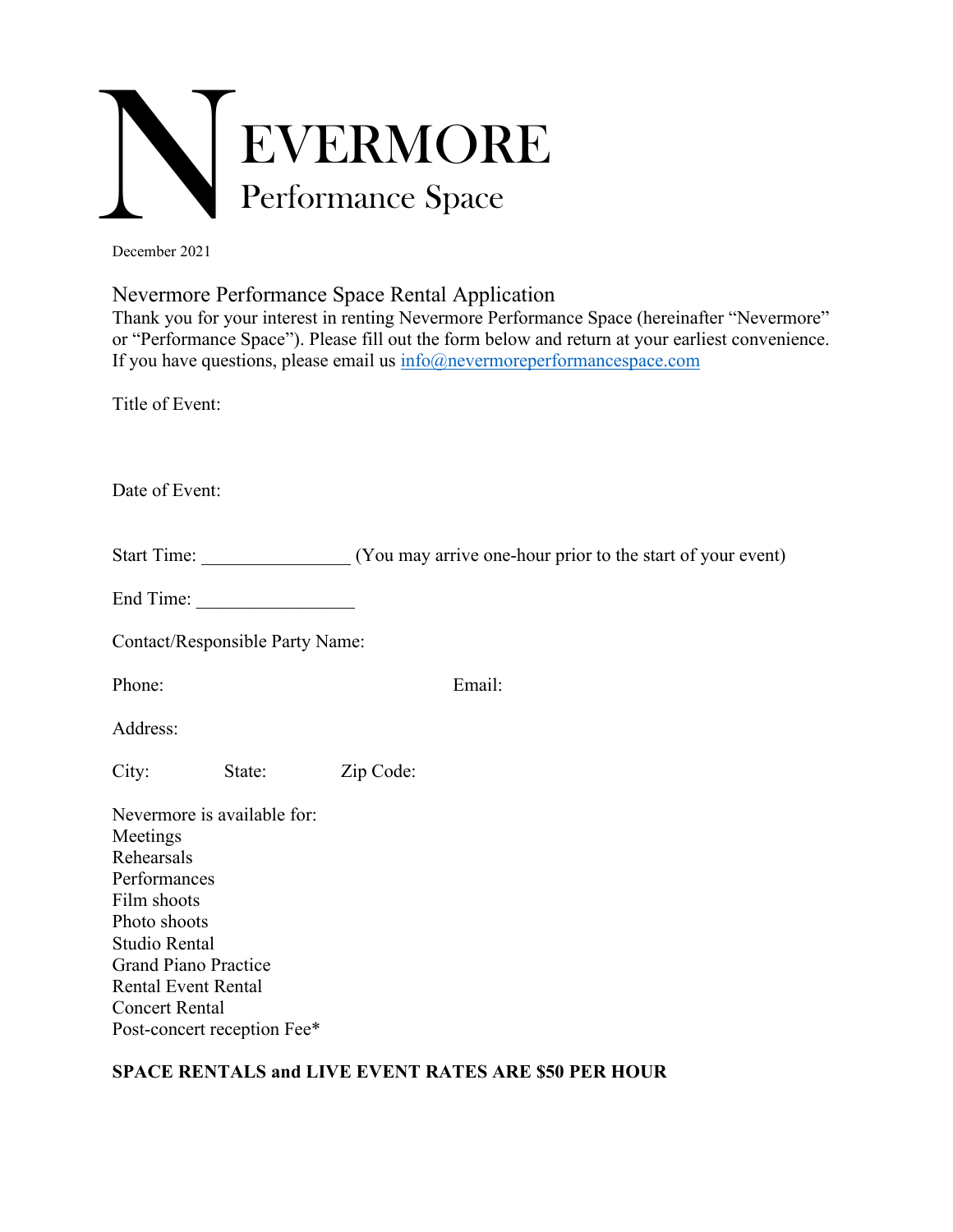# NEVERMORE
## Performance Space

December 2021

### Nevermore Performance Space Rental Application

Thank you for your interest in renting Nevermore Performance Space (hereinafter "Nevermore" or "Performance Space"). Please fill out the form below and return at your earliest convenience. If you have questions, please email us info@nevermoreperformancespace.com

Title of Event:

Date of Event:

Start Time: ________________ (You may arrive one-hour prior to the start of your event)

End Time: _________________

Contact/Responsible Party Name:

Phone: Email:

Address:

City: State: Zip Code:

Nevermore is available for:
Meetings
Rehearsals
Performances
Film shoots
Photo shoots
Studio Rental
Grand Piano Practice
Rental Event Rental
Concert Rental
Post-concert reception Fee*

**SPACE RENTALS and LIVE EVENT RATES ARE $50 PER HOUR**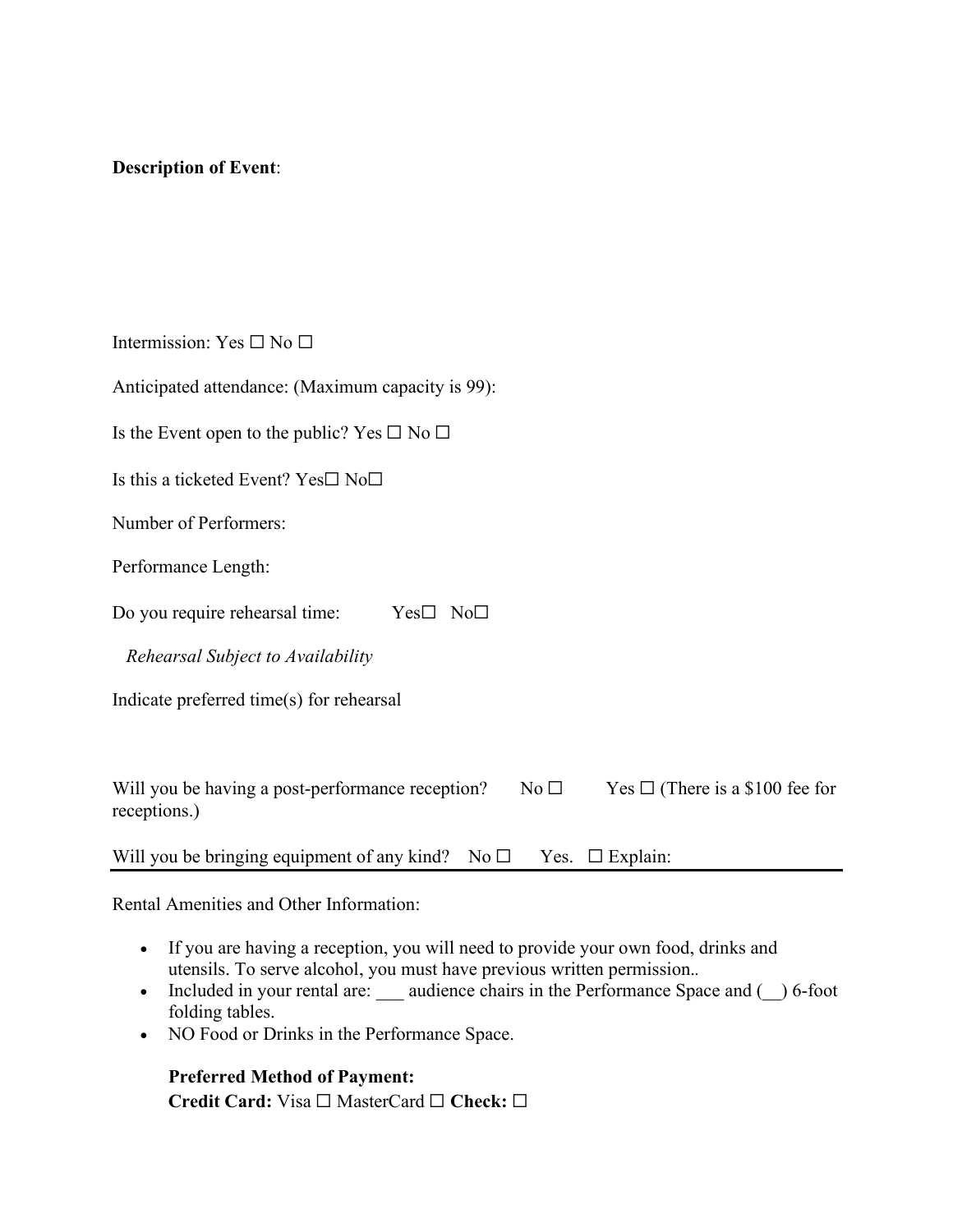**Description of Event**:

Intermission: Yes ☐ No ☐

Anticipated attendance: (Maximum capacity is 99):

Is the Event open to the public? Yes ☐ No ☐

Is this a ticketed Event? Yes☐ No☐

Number of Performers:

Performance Length:

Do you require rehearsal time: Yes☐ No☐

*Rehearsal Subject to Availability*

Indicate preferred time(s) for rehearsal

Will you be having a post-performance reception? No ☐ Yes ☐ (There is a $100 fee for receptions.)

Will you be bringing equipment of any kind? No ☐ Yes. ☐ Explain:

---

Rental Amenities and Other Information:

- If you are having a reception, you will need to provide your own food, drinks and utensils. To serve alcohol, you must have previous written permission..
- Included in your rental are: ___ audience chairs in the Performance Space and (__) 6-foot folding tables.
- NO Food or Drinks in the Performance Space.

**Preferred Method of Payment:**
**Credit Card:** Visa ☐ MasterCard ☐ **Check:** ☐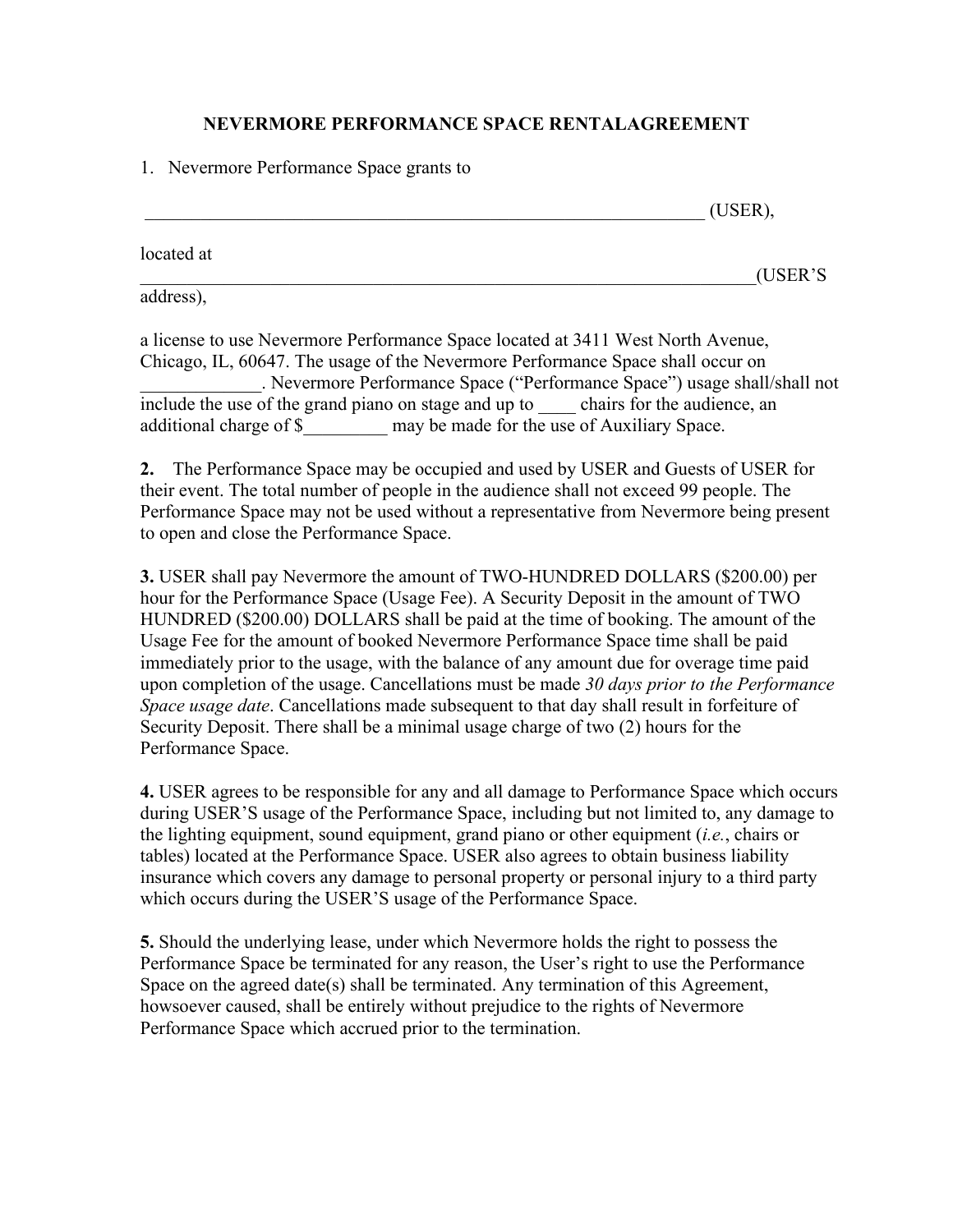# NEVERMORE PERFORMANCE SPACE RENTALAGREEMENT

1. Nevermore Performance Space grants to

_______________________________________________________________ (USER),

located at
_________________________________________________________________(USER'S address),

a license to use Nevermore Performance Space located at 3411 West North Avenue, Chicago, IL, 60647. The usage of the Nevermore Performance Space shall occur on ____________. Nevermore Performance Space ("Performance Space") usage shall/shall not include the use of the grand piano on stage and up to ____ chairs for the audience, an additional charge of $_________ may be made for the use of Auxiliary Space.

**2.** The Performance Space may be occupied and used by USER and Guests of USER for their event. The total number of people in the audience shall not exceed 99 people. The Performance Space may not be used without a representative from Nevermore being present to open and close the Performance Space.

**3.** USER shall pay Nevermore the amount of TWO-HUNDRED DOLLARS ($200.00) per hour for the Performance Space (Usage Fee). A Security Deposit in the amount of TWO HUNDRED ($200.00) DOLLARS shall be paid at the time of booking. The amount of the Usage Fee for the amount of booked Nevermore Performance Space time shall be paid immediately prior to the usage, with the balance of any amount due for overage time paid upon completion of the usage. Cancellations must be made *30 days prior to the Performance Space usage date*. Cancellations made subsequent to that day shall result in forfeiture of Security Deposit. There shall be a minimal usage charge of two (2) hours for the Performance Space.

**4.** USER agrees to be responsible for any and all damage to Performance Space which occurs during USER'S usage of the Performance Space, including but not limited to, any damage to the lighting equipment, sound equipment, grand piano or other equipment (*i.e.*, chairs or tables) located at the Performance Space. USER also agrees to obtain business liability insurance which covers any damage to personal property or personal injury to a third party which occurs during the USER'S usage of the Performance Space.

**5.** Should the underlying lease, under which Nevermore holds the right to possess the Performance Space be terminated for any reason, the User's right to use the Performance Space on the agreed date(s) shall be terminated. Any termination of this Agreement, howsoever caused, shall be entirely without prejudice to the rights of Nevermore Performance Space which accrued prior to the termination.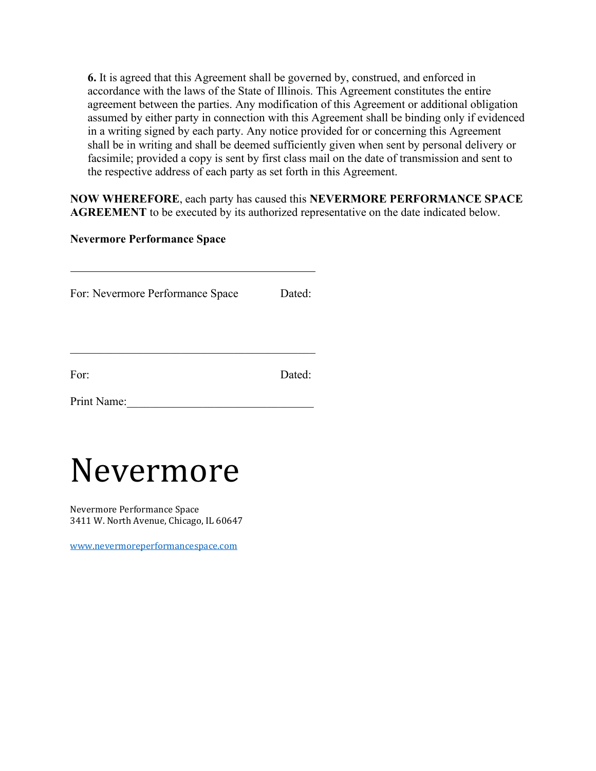**6.** It is agreed that this Agreement shall be governed by, construed, and enforced in accordance with the laws of the State of Illinois. This Agreement constitutes the entire agreement between the parties. Any modification of this Agreement or additional obligation assumed by either party in connection with this Agreement shall be binding only if evidenced in a writing signed by each party. Any notice provided for or concerning this Agreement shall be in writing and shall be deemed sufficiently given when sent by personal delivery or facsimile; provided a copy is sent by first class mail on the date of transmission and sent to the respective address of each party as set forth in this Agreement.

**NOW WHEREFORE**, each party has caused this **NEVERMORE PERFORMANCE SPACE AGREEMENT** to be executed by its authorized representative on the date indicated below.

**Nevermore Performance Space**

\_\_\_\_\_\_\_\_\_\_\_\_\_\_\_\_\_\_\_\_\_\_\_\_\_\_\_\_\_\_\_\_\_\_\_\_\_\_\_\_\_\_

For: Nevermore Performance Space Dated:

\_\_\_\_\_\_\_\_\_\_\_\_\_\_\_\_\_\_\_\_\_\_\_\_\_\_\_\_\_\_\_\_\_\_\_\_\_\_\_\_\_\_

For: Dated:

Print Name:\_\_\_\_\_\_\_\_\_\_\_\_\_\_\_\_\_\_\_\_\_\_\_\_\_\_\_\_\_\_\_\_

# Nevermore

Nevermore Performance Space
3411 W. North Avenue, Chicago, IL 60647

www.nevermoreperformancespace.com